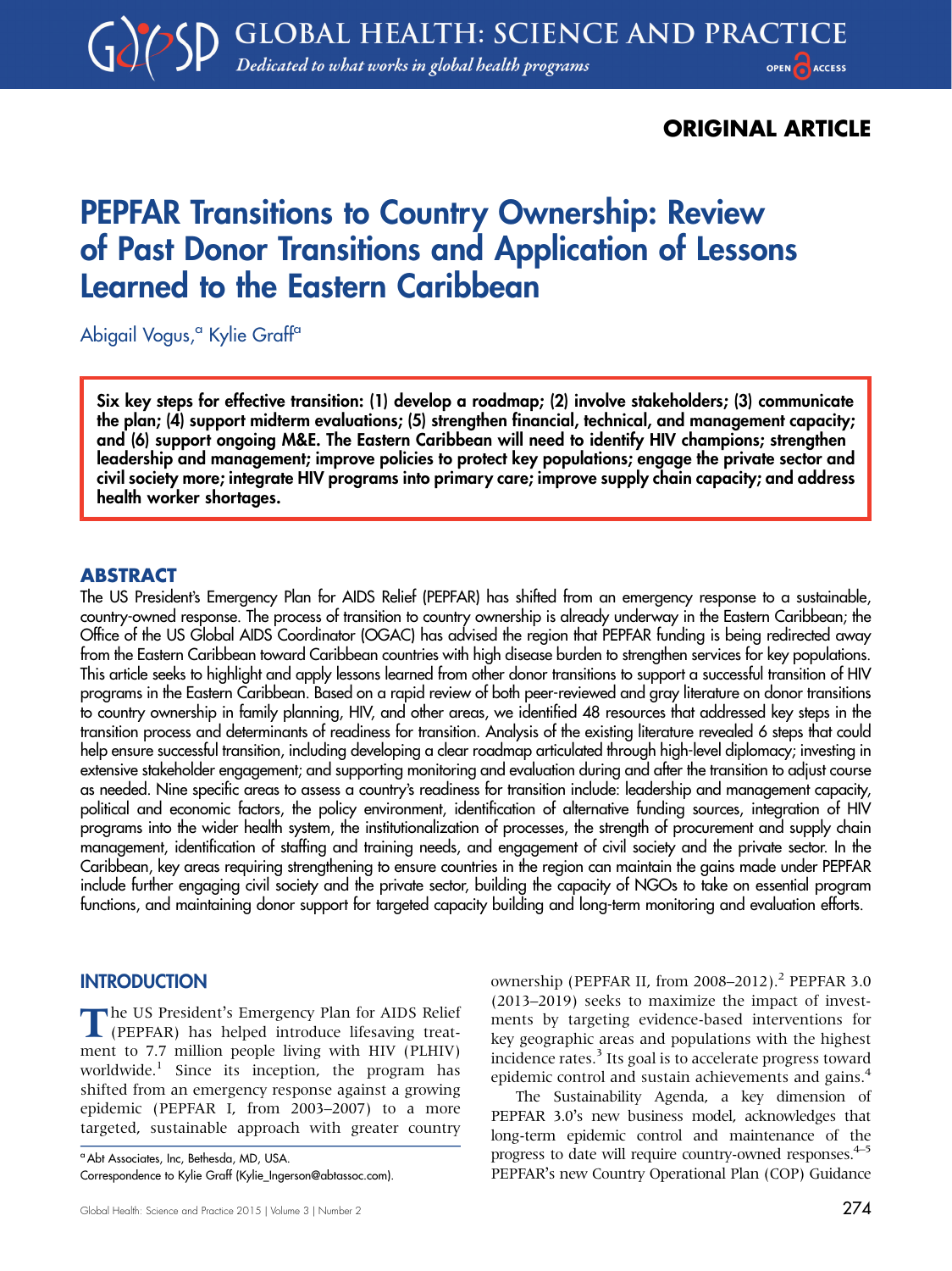ORIGINAL ARTICLE

# PEPFAR Transitions to Country Ownership: Review of Past Donor Transitions and Application of Lessons Learned to the Eastern Caribbean

Abigail Vogus,[a] Kylie Graff[a]

**Six key steps for effective transition: (1) develop a roadmap; (2) involve stakeholders; (3) communicate the plan; (4) support midterm evaluations; (5) strengthen financial, technical, and management capacity; and (6) support ongoing M&E. The Eastern Caribbean will need to identify HIV champions; strengthen leadership and management; improve policies to protect key populations; engage the private sector and civil society more; integrate HIV programs into primary care; improve supply chain capacity; and address health worker shortages.**

## ABSTRACT

The US President's Emergency Plan for AIDS Relief (PEPFAR) has shifted from an emergency response to a sustainable, country-owned response. The process of transition to country ownership is already underway in the Eastern Caribbean; the Office of the US Global AIDS Coordinator (OGAC) has advised the region that PEPFAR funding is being redirected away from the Eastern Caribbean toward Caribbean countries with high disease burden to strengthen services for key populations. This article seeks to highlight and apply lessons learned from other donor transitions to support a successful transition of HIV programs in the Eastern Caribbean. Based on a rapid review of both peer-reviewed and gray literature on donor transitions to country ownership in family planning, HIV, and other areas, we identified 48 resources that addressed key steps in the transition process and determinants of readiness for transition. Analysis of the existing literature revealed 6 steps that could help ensure successful transition, including developing a clear roadmap articulated through high-level diplomacy; investing in extensive stakeholder engagement; and supporting monitoring and evaluation during and after the transition to adjust course as needed. Nine specific areas to assess a country's readiness for transition include: leadership and management capacity, political and economic factors, the policy environment, identification of alternative funding sources, integration of HIV programs into the wider health system, the institutionalization of processes, the strength of procurement and supply chain management, identification of staffing and training needs, and engagement of civil society and the private sector. In the Caribbean, key areas requiring strengthening to ensure countries in the region can maintain the gains made under PEPFAR include further engaging civil society and the private sector, building the capacity of NGOs to take on essential program functions, and maintaining donor support for targeted capacity building and long-term monitoring and evaluation efforts.

## INTRODUCTION

The US President's Emergency Plan for AIDS Relief (PEPFAR) has helped introduce lifesaving treatment to 7.7 million people living with HIV (PLHIV) worldwide.[1] Since its inception, the program has shifted from an emergency response against a growing epidemic (PEPFAR I, from 2003–2007) to a more targeted, sustainable approach with greater country ownership (PEPFAR II, from 2008–2012).[2] PEPFAR 3.0 (2013–2019) seeks to maximize the impact of investments by targeting evidence-based interventions for key geographic areas and populations with the highest incidence rates.[3] Its goal is to accelerate progress toward epidemic control and sustain achievements and gains.[4]

The Sustainability Agenda, a key dimension of PEPFAR 3.0's new business model, acknowledges that long-term epidemic control and maintenance of the progress to date will require country-owned responses.[4–5] PEPFAR's new Country Operational Plan (COP) Guidance

[a] Abt Associates, Inc, Bethesda, MD, USA.
Correspondence to Kylie Graff (Kylie_Ingerson@abtassoc.com).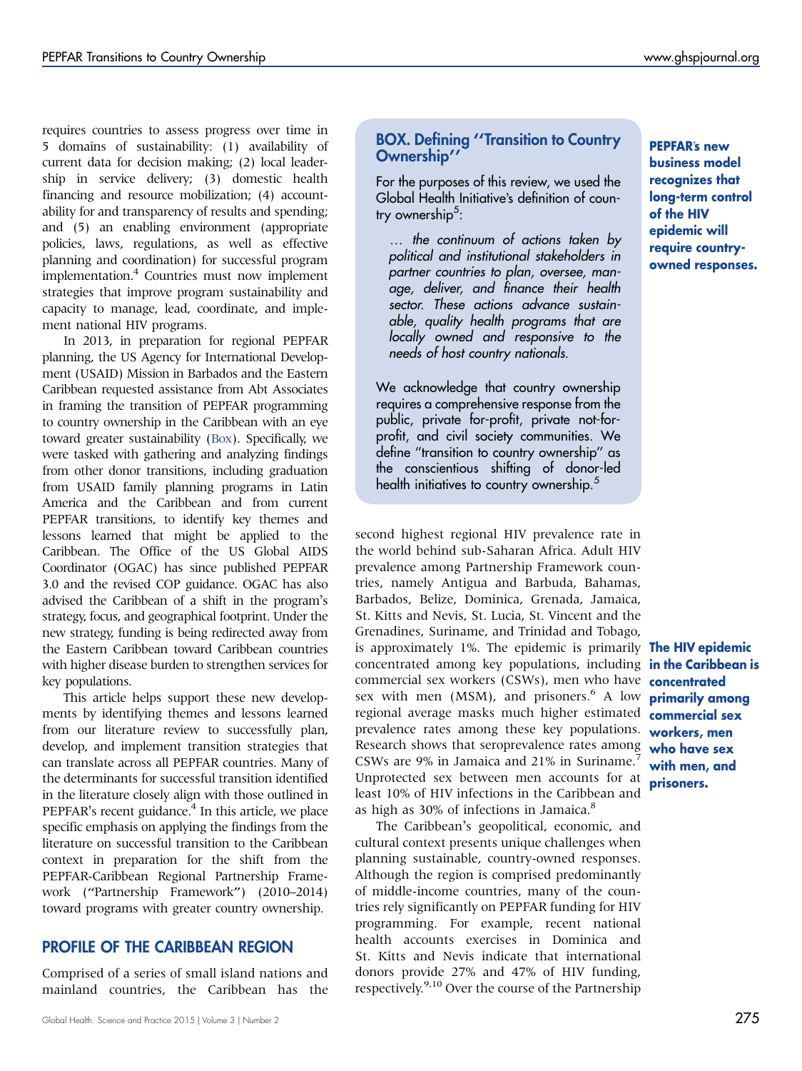requires countries to assess progress over time in 5 domains of sustainability: (1) availability of current data for decision making; (2) local leadership in service delivery; (3) domestic health financing and resource mobilization; (4) accountability for and transparency of results and spending; and (5) an enabling environment (appropriate policies, laws, regulations, as well as effective planning and coordination) for successful program implementation.[4] Countries must now implement strategies that improve program sustainability and capacity to manage, lead, coordinate, and implement national HIV programs.

In 2013, in preparation for regional PEPFAR planning, the US Agency for International Development (USAID) Mission in Barbados and the Eastern Caribbean requested assistance from Abt Associates in framing the transition of PEPFAR programming to country ownership in the Caribbean with an eye toward greater sustainability (Box). Specifically, we were tasked with gathering and analyzing findings from other donor transitions, including graduation from USAID family planning programs in Latin America and the Caribbean and from current PEPFAR transitions, to identify key themes and lessons learned that might be applied to the Caribbean. The Office of the US Global AIDS Coordinator (OGAC) has since published PEPFAR 3.0 and the revised COP guidance. OGAC has also advised the Caribbean of a shift in the program's strategy, focus, and geographical footprint. Under the new strategy, funding is being redirected away from the Eastern Caribbean toward Caribbean countries with higher disease burden to strengthen services for key populations.

This article helps support these new developments by identifying themes and lessons learned from our literature review to successfully plan, develop, and implement transition strategies that can translate across all PEPFAR countries. Many of the determinants for successful transition identified in the literature closely align with those outlined in PEPFAR's recent guidance.[4] In this article, we place specific emphasis on applying the findings from the literature on successful transition to the Caribbean context in preparation for the shift from the PEPFAR-Caribbean Regional Partnership Framework ("Partnership Framework") (2010–2014) toward programs with greater country ownership.

> **BOX. Defining "Transition to Country Ownership"**
>
> For the purposes of this review, we used the Global Health Initiative's definition of country ownership[5]:
>
> *… the continuum of actions taken by political and institutional stakeholders in partner countries to plan, oversee, manage, deliver, and finance their health sector. These actions advance sustainable, quality health programs that are locally owned and responsive to the needs of host country nationals.*
>
> We acknowledge that country ownership requires a comprehensive response from the public, private for-profit, private not-for-profit, and civil society communities. We define "transition to country ownership" as the conscientious shifting of donor-led health initiatives to country ownership.[5]

**PEPFAR's new business model recognizes that long-term control of the HIV epidemic will require country-owned responses.**

## PROFILE OF THE CARIBBEAN REGION

Comprised of a series of small island nations and mainland countries, the Caribbean has the second highest regional HIV prevalence rate in the world behind sub-Saharan Africa. Adult HIV prevalence among Partnership Framework countries, namely Antigua and Barbuda, Bahamas, Barbados, Belize, Dominica, Grenada, Jamaica, St. Kitts and Nevis, St. Lucia, St. Vincent and the Grenadines, Suriname, and Trinidad and Tobago, is approximately 1%. The epidemic is primarily concentrated among key populations, including commercial sex workers (CSWs), men who have sex with men (MSM), and prisoners.[6] A low regional average masks much higher estimated prevalence rates among these key populations. Research shows that seroprevalence rates among CSWs are 9% in Jamaica and 21% in Suriname.[7] Unprotected sex between men accounts for at least 10% of HIV infections in the Caribbean and as high as 30% of infections in Jamaica.[8]

**The HIV epidemic in the Caribbean is concentrated primarily among commercial sex workers, men who have sex with men, and prisoners.**

The Caribbean's geopolitical, economic, and cultural context presents unique challenges when planning sustainable, country-owned responses. Although the region is comprised predominantly of middle-income countries, many of the countries rely significantly on PEPFAR funding for HIV programming. For example, recent national health accounts exercises in Dominica and St. Kitts and Nevis indicate that international donors provide 27% and 47% of HIV funding, respectively.[9,10] Over the course of the Partnership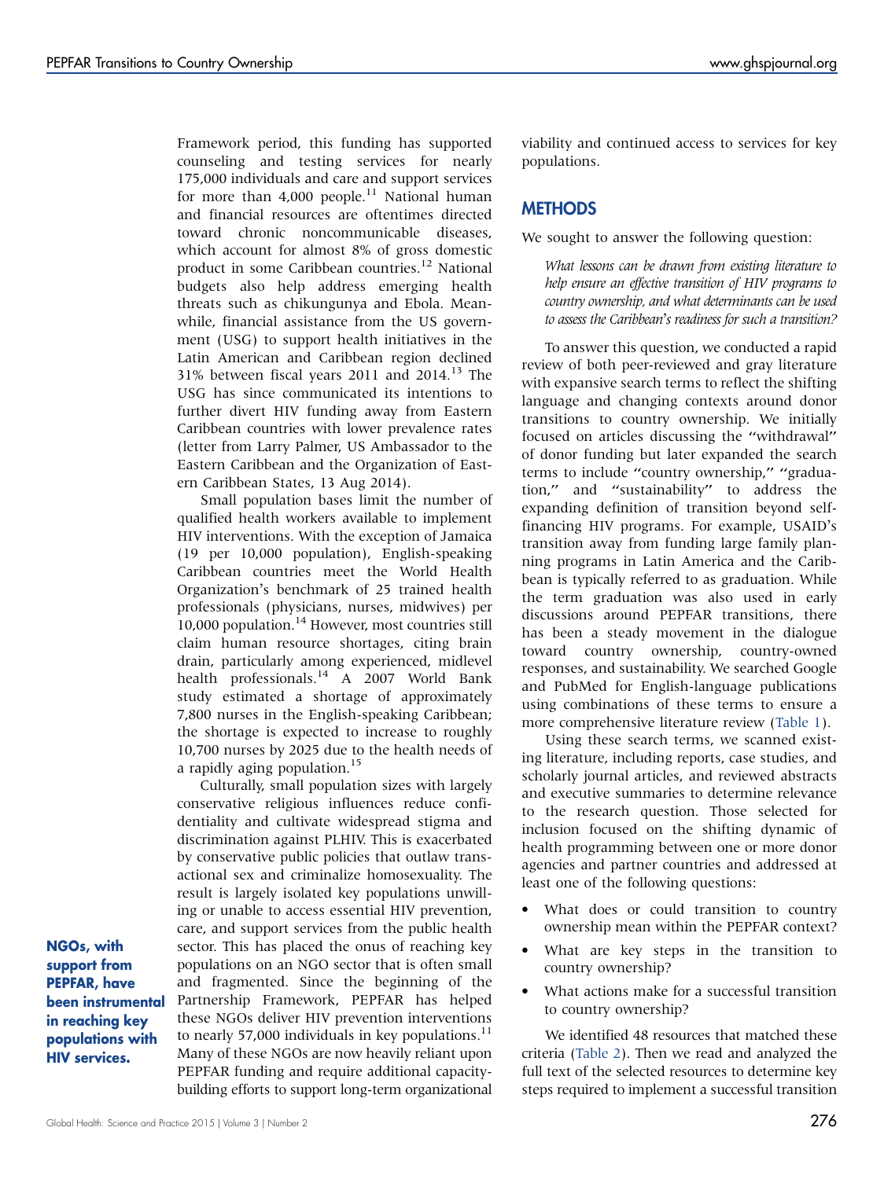Framework period, this funding has supported counseling and testing services for nearly 175,000 individuals and care and support services for more than 4,000 people.[11] National human and financial resources are oftentimes directed toward chronic noncommunicable diseases, which account for almost 8% of gross domestic product in some Caribbean countries.[12] National budgets also help address emerging health threats such as chikungunya and Ebola. Meanwhile, financial assistance from the US government (USG) to support health initiatives in the Latin American and Caribbean region declined 31% between fiscal years 2011 and 2014.[13] The USG has since communicated its intentions to further divert HIV funding away from Eastern Caribbean countries with lower prevalence rates (letter from Larry Palmer, US Ambassador to the Eastern Caribbean and the Organization of Eastern Caribbean States, 13 Aug 2014).

Small population bases limit the number of qualified health workers available to implement HIV interventions. With the exception of Jamaica (19 per 10,000 population), English-speaking Caribbean countries meet the World Health Organization's benchmark of 25 trained health professionals (physicians, nurses, midwives) per 10,000 population.[14] However, most countries still claim human resource shortages, citing brain drain, particularly among experienced, midlevel health professionals.[14] A 2007 World Bank study estimated a shortage of approximately 7,800 nurses in the English-speaking Caribbean; the shortage is expected to increase to roughly 10,700 nurses by 2025 due to the health needs of a rapidly aging population.[15]

Culturally, small population sizes with largely conservative religious influences reduce confidentiality and cultivate widespread stigma and discrimination against PLHIV. This is exacerbated by conservative public policies that outlaw transactional sex and criminalize homosexuality. The result is largely isolated key populations unwilling or unable to access essential HIV prevention, care, and support services from the public health sector. This has placed the onus of reaching key populations on an NGO sector that is often small and fragmented. Since the beginning of the Partnership Framework, PEPFAR has helped these NGOs deliver HIV prevention interventions to nearly 57,000 individuals in key populations.[11] Many of these NGOs are now heavily reliant upon PEPFAR funding and require additional capacity-building efforts to support long-term organizational viability and continued access to services for key populations.

**NGOs, with support from PEPFAR, have been instrumental in reaching key populations with HIV services.**

## METHODS

We sought to answer the following question:

> *What lessons can be drawn from existing literature to help ensure an effective transition of HIV programs to country ownership, and what determinants can be used to assess the Caribbean's readiness for such a transition?*

To answer this question, we conducted a rapid review of both peer-reviewed and gray literature with expansive search terms to reflect the shifting language and changing contexts around donor transitions to country ownership. We initially focused on articles discussing the "withdrawal" of donor funding but later expanded the search terms to include "country ownership," "graduation," and "sustainability" to address the expanding definition of transition beyond self-financing HIV programs. For example, USAID's transition away from funding large family planning programs in Latin America and the Caribbean is typically referred to as graduation. While the term graduation was also used in early discussions around PEPFAR transitions, there has been a steady movement in the dialogue toward country ownership, country-owned responses, and sustainability. We searched Google and PubMed for English-language publications using combinations of these terms to ensure a more comprehensive literature review (Table 1).

Using these search terms, we scanned existing literature, including reports, case studies, and scholarly journal articles, and reviewed abstracts and executive summaries to determine relevance to the research question. Those selected for inclusion focused on the shifting dynamic of health programming between one or more donor agencies and partner countries and addressed at least one of the following questions:

- What does or could transition to country ownership mean within the PEPFAR context?
- What are key steps in the transition to country ownership?
- What actions make for a successful transition to country ownership?

We identified 48 resources that matched these criteria (Table 2). Then we read and analyzed the full text of the selected resources to determine key steps required to implement a successful transition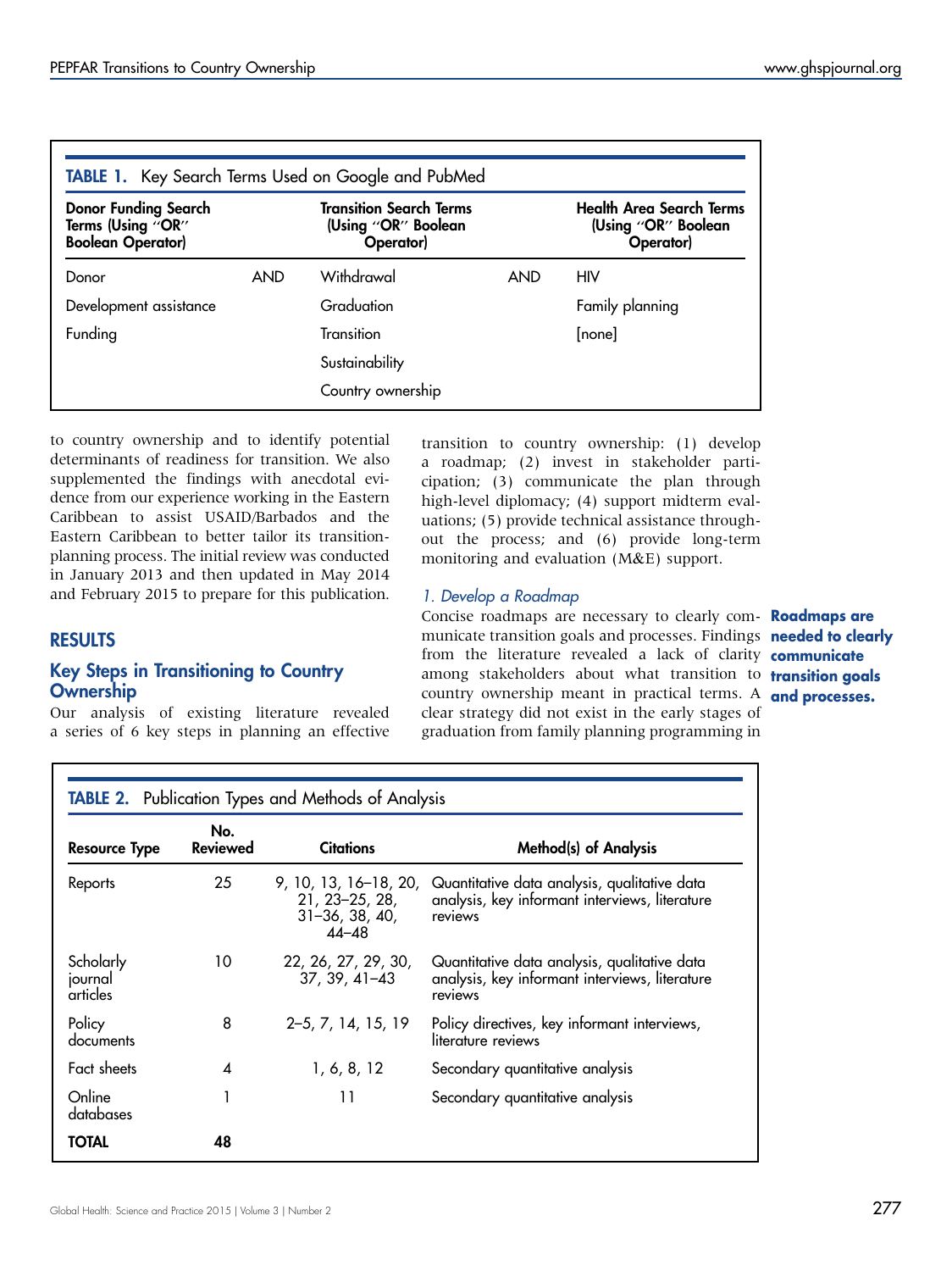**TABLE 1.** Key Search Terms Used on Google and PubMed

| Donor Funding Search Terms (Using "OR" Boolean Operator) | | Transition Search Terms (Using "OR" Boolean Operator) | | Health Area Search Terms (Using "OR" Boolean Operator) |
|---|---|---|---|---|
| Donor | AND | Withdrawal | AND | HIV |
| Development assistance | | Graduation | | Family planning |
| Funding | | Transition | | [none] |
| | | Sustainability | | |
| | | Country ownership | | |

to country ownership and to identify potential determinants of readiness for transition. We also supplemented the findings with anecdotal evidence from our experience working in the Eastern Caribbean to assist USAID/Barbados and the Eastern Caribbean to better tailor its transition-planning process. The initial review was conducted in January 2013 and then updated in May 2014 and February 2015 to prepare for this publication.

## RESULTS

### Key Steps in Transitioning to Country Ownership

Our analysis of existing literature revealed a series of 6 key steps in planning an effective transition to country ownership: (1) develop a roadmap; (2) invest in stakeholder participation; (3) communicate the plan through high-level diplomacy; (4) support midterm evaluations; (5) provide technical assistance throughout the process; and (6) provide long-term monitoring and evaluation (M&E) support.

#### *1. Develop a Roadmap*

**Roadmaps are needed to clearly communicate transition goals and processes.**

Concise roadmaps are necessary to clearly communicate transition goals and processes. Findings from the literature revealed a lack of clarity among stakeholders about what transition to country ownership meant in practical terms. A clear strategy did not exist in the early stages of graduation from family planning programming in

**TABLE 2.** Publication Types and Methods of Analysis

| Resource Type | No. Reviewed | Citations | Method(s) of Analysis |
|---|---|---|---|
| Reports | 25 | 9, 10, 13, 16–18, 20, 21, 23–25, 28, 31–36, 38, 40, 44–48 | Quantitative data analysis, qualitative data analysis, key informant interviews, literature reviews |
| Scholarly journal articles | 10 | 22, 26, 27, 29, 30, 37, 39, 41–43 | Quantitative data analysis, qualitative data analysis, key informant interviews, literature reviews |
| Policy documents | 8 | 2–5, 7, 14, 15, 19 | Policy directives, key informant interviews, literature reviews |
| Fact sheets | 4 | 1, 6, 8, 12 | Secondary quantitative analysis |
| Online databases | 1 | 11 | Secondary quantitative analysis |
| **TOTAL** | **48** | | |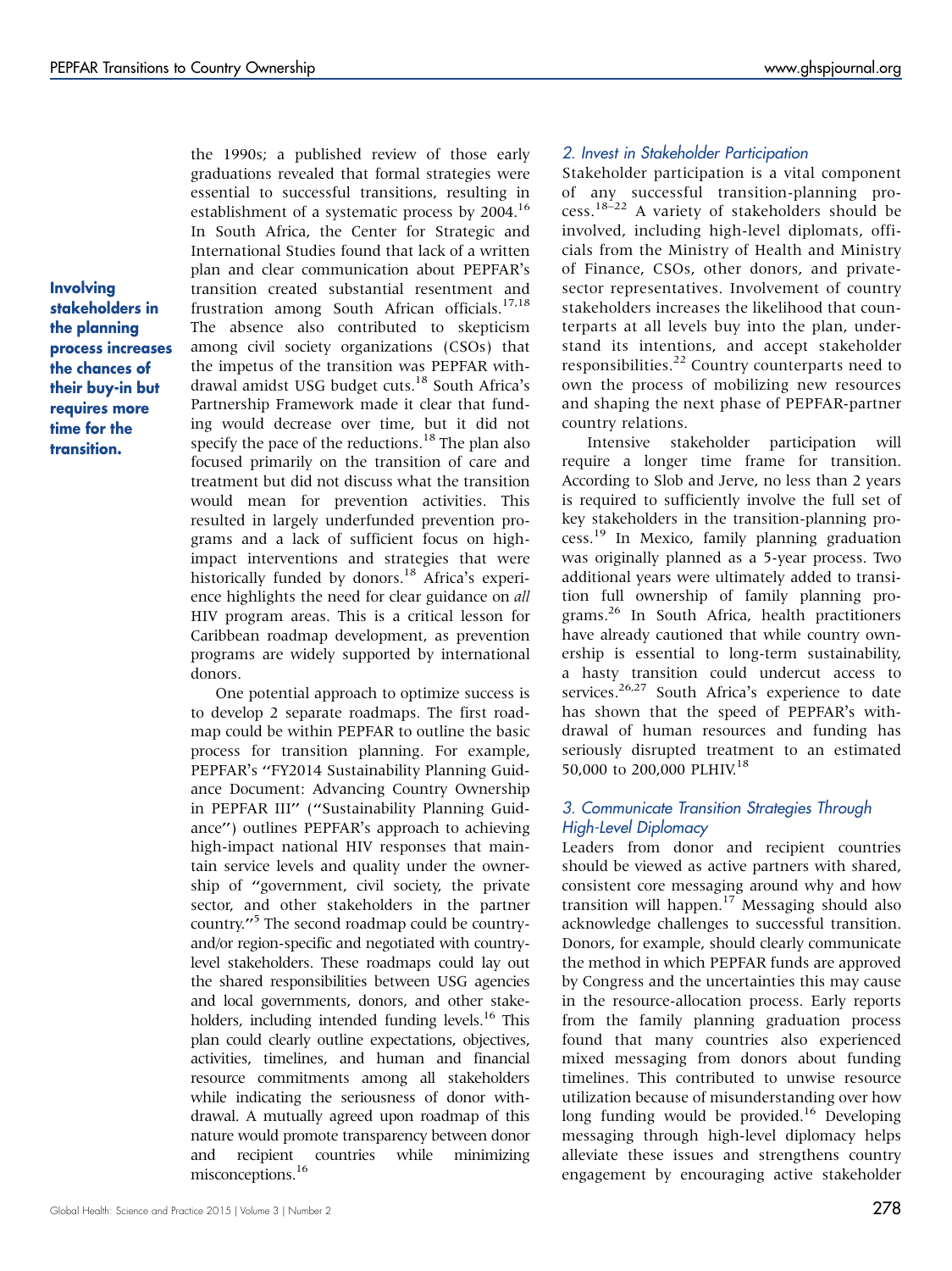the 1990s; a published review of those early graduations revealed that formal strategies were essential to successful transitions, resulting in establishment of a systematic process by 2004.[16] In South Africa, the Center for Strategic and International Studies found that lack of a written plan and clear communication about PEPFAR's transition created substantial resentment and frustration among South African officials.[17,18] The absence also contributed to skepticism among civil society organizations (CSOs) that the impetus of the transition was PEPFAR withdrawal amidst USG budget cuts.[18] South Africa's Partnership Framework made it clear that funding would decrease over time, but it did not specify the pace of the reductions.[18] The plan also focused primarily on the transition of care and treatment but did not discuss what the transition would mean for prevention activities. This resulted in largely underfunded prevention programs and a lack of sufficient focus on high-impact interventions and strategies that were historically funded by donors.[18] Africa's experience highlights the need for clear guidance on *all* HIV program areas. This is a critical lesson for Caribbean roadmap development, as prevention programs are widely supported by international donors.

**Involving stakeholders in the planning process increases the chances of their buy-in but requires more time for the transition.**

One potential approach to optimize success is to develop 2 separate roadmaps. The first roadmap could be within PEPFAR to outline the basic process for transition planning. For example, PEPFAR's "FY2014 Sustainability Planning Guidance Document: Advancing Country Ownership in PEPFAR III" ("Sustainability Planning Guidance") outlines PEPFAR's approach to achieving high-impact national HIV responses that maintain service levels and quality under the ownership of "government, civil society, the private sector, and other stakeholders in the partner country."[5] The second roadmap could be country- and/or region-specific and negotiated with country-level stakeholders. These roadmaps could lay out the shared responsibilities between USG agencies and local governments, donors, and other stakeholders, including intended funding levels.[16] This plan could clearly outline expectations, objectives, activities, timelines, and human and financial resource commitments among all stakeholders while indicating the seriousness of donor withdrawal. A mutually agreed upon roadmap of this nature would promote transparency between donor and recipient countries while minimizing misconceptions.[16]

### *2. Invest in Stakeholder Participation*

Stakeholder participation is a vital component of any successful transition-planning process.[18–22] A variety of stakeholders should be involved, including high-level diplomats, officials from the Ministry of Health and Ministry of Finance, CSOs, other donors, and private-sector representatives. Involvement of country stakeholders increases the likelihood that counterparts at all levels buy into the plan, understand its intentions, and accept stakeholder responsibilities.[22] Country counterparts need to own the process of mobilizing new resources and shaping the next phase of PEPFAR-partner country relations.

Intensive stakeholder participation will require a longer time frame for transition. According to Slob and Jerve, no less than 2 years is required to sufficiently involve the full set of key stakeholders in the transition-planning process.[19] In Mexico, family planning graduation was originally planned as a 5-year process. Two additional years were ultimately added to transition full ownership of family planning programs.[26] In South Africa, health practitioners have already cautioned that while country ownership is essential to long-term sustainability, a hasty transition could undercut access to services.[26,27] South Africa's experience to date has shown that the speed of PEPFAR's withdrawal of human resources and funding has seriously disrupted treatment to an estimated 50,000 to 200,000 PLHIV.[18]

### *3. Communicate Transition Strategies Through High-Level Diplomacy*

Leaders from donor and recipient countries should be viewed as active partners with shared, consistent core messaging around why and how transition will happen.[17] Messaging should also acknowledge challenges to successful transition. Donors, for example, should clearly communicate the method in which PEPFAR funds are approved by Congress and the uncertainties this may cause in the resource-allocation process. Early reports from the family planning graduation process found that many countries also experienced mixed messaging from donors about funding timelines. This contributed to unwise resource utilization because of misunderstanding over how long funding would be provided.[16] Developing messaging through high-level diplomacy helps alleviate these issues and strengthens country engagement by encouraging active stakeholder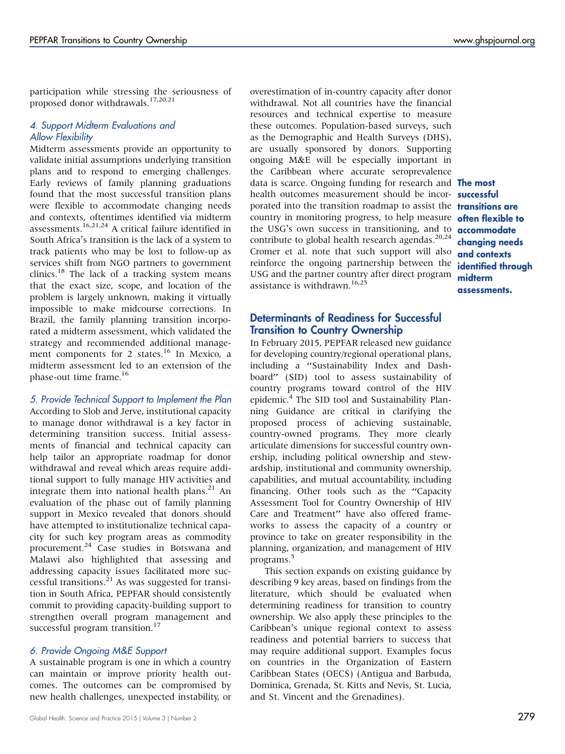participation while stressing the seriousness of proposed donor withdrawals.[17,20,21]

### *4. Support Midterm Evaluations and Allow Flexibility*

Midterm assessments provide an opportunity to validate initial assumptions underlying transition plans and to respond to emerging challenges. Early reviews of family planning graduations found that the most successful transition plans were flexible to accommodate changing needs and contexts, oftentimes identified via midterm assessments.[16,21,24] A critical failure identified in South Africa's transition is the lack of a system to track patients who may be lost to follow-up as services shift from NGO partners to government clinics.[18] The lack of a tracking system means that the exact size, scope, and location of the problem is largely unknown, making it virtually impossible to make midcourse corrections. In Brazil, the family planning transition incorporated a midterm assessment, which validated the strategy and recommended additional management components for 2 states.[16] In Mexico, a midterm assessment led to an extension of the phase-out time frame.[16]

### *5. Provide Technical Support to Implement the Plan*

According to Slob and Jerve, institutional capacity to manage donor withdrawal is a key factor in determining transition success. Initial assessments of financial and technical capacity can help tailor an appropriate roadmap for donor withdrawal and reveal which areas require additional support to fully manage HIV activities and integrate them into national health plans.[21] An evaluation of the phase out of family planning support in Mexico revealed that donors should have attempted to institutionalize technical capacity for such key program areas as commodity procurement.[24] Case studies in Botswana and Malawi also highlighted that assessing and addressing capacity issues facilitated more successful transitions.[21] As was suggested for transition in South Africa, PEPFAR should consistently commit to providing capacity-building support to strengthen overall program management and successful program transition.[17]

### *6. Provide Ongoing M&E Support*

A sustainable program is one in which a country can maintain or improve priority health outcomes. The outcomes can be compromised by new health challenges, unexpected instability, or overestimation of in-country capacity after donor withdrawal. Not all countries have the financial resources and technical expertise to measure these outcomes. Population-based surveys, such as the Demographic and Health Surveys (DHS), are usually sponsored by donors. Supporting ongoing M&E will be especially important in the Caribbean where accurate seroprevalence data is scarce. Ongoing funding for research and health outcomes measurement should be incorporated into the transition roadmap to assist the country in monitoring progress, to help measure the USG's own success in transitioning, and to contribute to global health research agendas.[20,24] Cromer et al. note that such support will also reinforce the ongoing partnership between the USG and the partner country after direct program assistance is withdrawn.[16,25]

**The most successful transitions are often flexible to accommodate changing needs and contexts identified through midterm assessments.**

## Determinants of Readiness for Successful Transition to Country Ownership

In February 2015, PEPFAR released new guidance for developing country/regional operational plans, including a "Sustainability Index and Dashboard" (SID) tool to assess sustainability of country programs toward control of the HIV epidemic.[4] The SID tool and Sustainability Planning Guidance are critical in clarifying the proposed process of achieving sustainable, country-owned programs. They more clearly articulate dimensions for successful country ownership, including political ownership and stewardship, institutional and community ownership, capabilities, and mutual accountability, including financing. Other tools such as the "Capacity Assessment Tool for Country Ownership of HIV Care and Treatment" have also offered frameworks to assess the capacity of a country or province to take on greater responsibility in the planning, organization, and management of HIV programs.[5]

This section expands on existing guidance by describing 9 key areas, based on findings from the literature, which should be evaluated when determining readiness for transition to country ownership. We also apply these principles to the Caribbean's unique regional context to assess readiness and potential barriers to success that may require additional support. Examples focus on countries in the Organization of Eastern Caribbean States (OECS) (Antigua and Barbuda, Dominica, Grenada, St. Kitts and Nevis, St. Lucia, and St. Vincent and the Grenadines).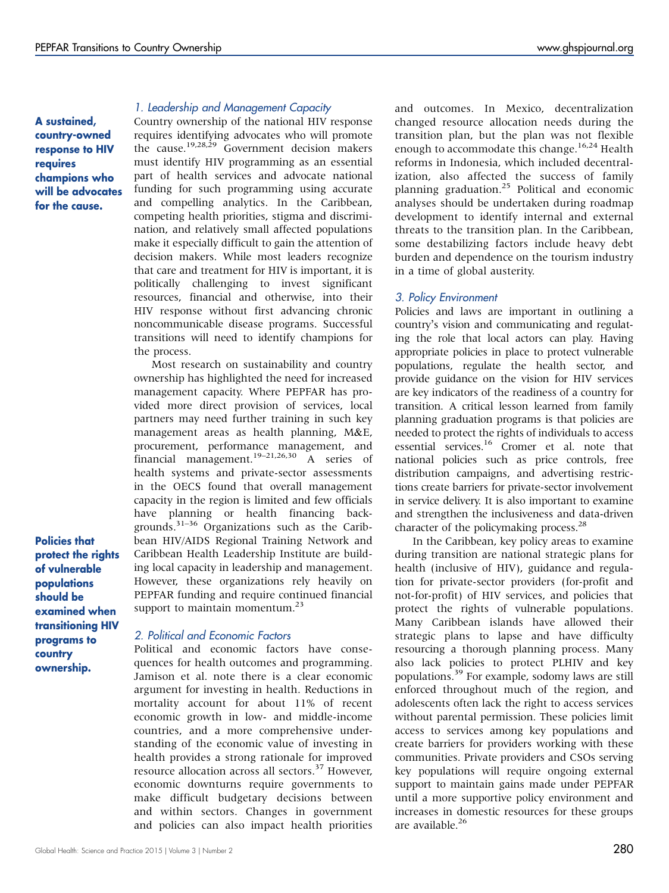**A sustained, country-owned response to HIV requires champions who will be advocates for the cause.**

### *1. Leadership and Management Capacity*

Country ownership of the national HIV response requires identifying advocates who will promote the cause.[19,28,29] Government decision makers must identify HIV programming as an essential part of health services and advocate national funding for such programming using accurate and compelling analytics. In the Caribbean, competing health priorities, stigma and discrimination, and relatively small affected populations make it especially difficult to gain the attention of decision makers. While most leaders recognize that care and treatment for HIV is important, it is politically challenging to invest significant resources, financial and otherwise, into their HIV response without first advancing chronic noncommunicable disease programs. Successful transitions will need to identify champions for the process.

Most research on sustainability and country ownership has highlighted the need for increased management capacity. Where PEPFAR has provided more direct provision of services, local partners may need further training in such key management areas as health planning, M&E, procurement, performance management, and financial management.[19–21,26,30] A series of health systems and private-sector assessments in the OECS found that overall management capacity in the region is limited and few officials have planning or health financing backgrounds.[31–36] Organizations such as the Caribbean HIV/AIDS Regional Training Network and Caribbean Health Leadership Institute are building local capacity in leadership and management. However, these organizations rely heavily on PEPFAR funding and require continued financial support to maintain momentum.[23]

**Policies that protect the rights of vulnerable populations should be examined when transitioning HIV programs to country ownership.**

### *2. Political and Economic Factors*

Political and economic factors have consequences for health outcomes and programming. Jamison et al. note there is a clear economic argument for investing in health. Reductions in mortality account for about 11% of recent economic growth in low- and middle-income countries, and a more comprehensive understanding of the economic value of investing in health provides a strong rationale for improved resource allocation across all sectors.[37] However, economic downturns require governments to make difficult budgetary decisions between and within sectors. Changes in government and policies can also impact health priorities and outcomes. In Mexico, decentralization changed resource allocation needs during the transition plan, but the plan was not flexible enough to accommodate this change.[16,24] Health reforms in Indonesia, which included decentralization, also affected the success of family planning graduation.[25] Political and economic analyses should be undertaken during roadmap development to identify internal and external threats to the transition plan. In the Caribbean, some destabilizing factors include heavy debt burden and dependence on the tourism industry in a time of global austerity.

### *3. Policy Environment*

Policies and laws are important in outlining a country's vision and communicating and regulating the role that local actors can play. Having appropriate policies in place to protect vulnerable populations, regulate the health sector, and provide guidance on the vision for HIV services are key indicators of the readiness of a country for transition. A critical lesson learned from family planning graduation programs is that policies are needed to protect the rights of individuals to access essential services.[16] Cromer et al. note that national policies such as price controls, free distribution campaigns, and advertising restrictions create barriers for private-sector involvement in service delivery. It is also important to examine and strengthen the inclusiveness and data-driven character of the policymaking process.[28]

In the Caribbean, key policy areas to examine during transition are national strategic plans for health (inclusive of HIV), guidance and regulation for private-sector providers (for-profit and not-for-profit) of HIV services, and policies that protect the rights of vulnerable populations. Many Caribbean islands have allowed their strategic plans to lapse and have difficulty resourcing a thorough planning process. Many also lack policies to protect PLHIV and key populations.[39] For example, sodomy laws are still enforced throughout much of the region, and adolescents often lack the right to access services without parental permission. These policies limit access to services among key populations and create barriers for providers working with these communities. Private providers and CSOs serving key populations will require ongoing external support to maintain gains made under PEPFAR until a more supportive policy environment and increases in domestic resources for these groups are available.[26]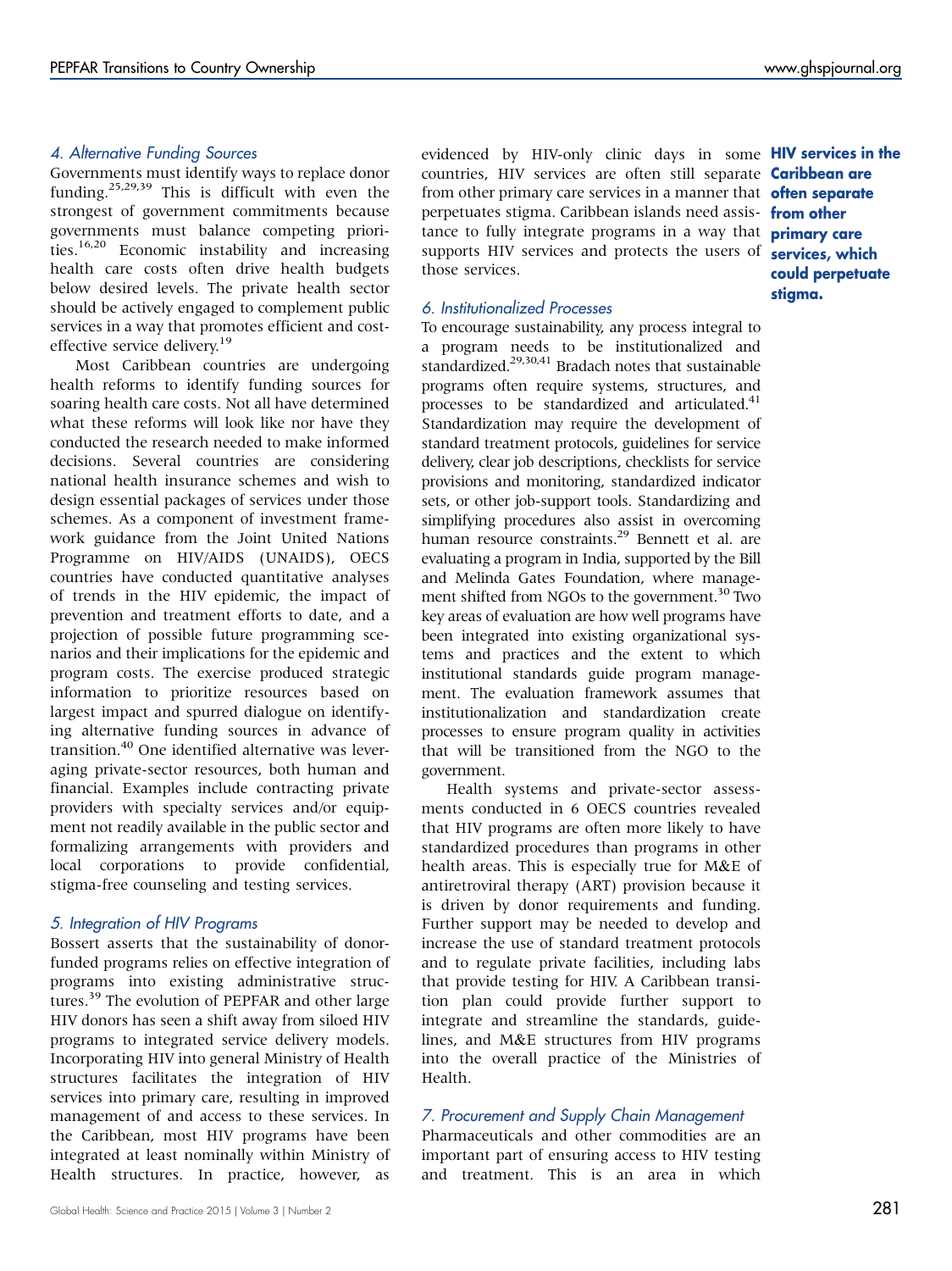#### 4. Alternative Funding Sources

Governments must identify ways to replace donor funding.[25,29,39] This is difficult with even the strongest of government commitments because governments must balance competing priorities.[16,20] Economic instability and increasing health care costs often drive health budgets below desired levels. The private health sector should be actively engaged to complement public services in a way that promotes efficient and cost-effective service delivery.[19]

Most Caribbean countries are undergoing health reforms to identify funding sources for soaring health care costs. Not all have determined what these reforms will look like nor have they conducted the research needed to make informed decisions. Several countries are considering national health insurance schemes and wish to design essential packages of services under those schemes. As a component of investment framework guidance from the Joint United Nations Programme on HIV/AIDS (UNAIDS), OECS countries have conducted quantitative analyses of trends in the HIV epidemic, the impact of prevention and treatment efforts to date, and a projection of possible future programming scenarios and their implications for the epidemic and program costs. The exercise produced strategic information to prioritize resources based on largest impact and spurred dialogue on identifying alternative funding sources in advance of transition.[40] One identified alternative was leveraging private-sector resources, both human and financial. Examples include contracting private providers with specialty services and/or equipment not readily available in the public sector and formalizing arrangements with providers and local corporations to provide confidential, stigma-free counseling and testing services.

#### 5. Integration of HIV Programs

Bossert asserts that the sustainability of donor-funded programs relies on effective integration of programs into existing administrative structures.[39] The evolution of PEPFAR and other large HIV donors has seen a shift away from siloed HIV programs to integrated service delivery models. Incorporating HIV into general Ministry of Health structures facilitates the integration of HIV services into primary care, resulting in improved management of and access to these services. In the Caribbean, most HIV programs have been integrated at least nominally within Ministry of Health structures. In practice, however, as evidenced by HIV-only clinic days in some countries, HIV services are often still separate from other primary care services in a manner that perpetuates stigma. Caribbean islands need assistance to fully integrate programs in a way that supports HIV services and protects the users of those services.

**HIV services in the Caribbean are often separate from other primary care services, which could perpetuate stigma.**

#### 6. Institutionalized Processes

To encourage sustainability, any process integral to a program needs to be institutionalized and standardized.[29,30,41] Bradach notes that sustainable programs often require systems, structures, and processes to be standardized and articulated.[41] Standardization may require the development of standard treatment protocols, guidelines for service delivery, clear job descriptions, checklists for service provisions and monitoring, standardized indicator sets, or other job-support tools. Standardizing and simplifying procedures also assist in overcoming human resource constraints.[29] Bennett et al. are evaluating a program in India, supported by the Bill and Melinda Gates Foundation, where management shifted from NGOs to the government.[30] Two key areas of evaluation are how well programs have been integrated into existing organizational systems and practices and the extent to which institutional standards guide program management. The evaluation framework assumes that institutionalization and standardization create processes to ensure program quality in activities that will be transitioned from the NGO to the government.

Health systems and private-sector assessments conducted in 6 OECS countries revealed that HIV programs are often more likely to have standardized procedures than programs in other health areas. This is especially true for M&E of antiretroviral therapy (ART) provision because it is driven by donor requirements and funding. Further support may be needed to develop and increase the use of standard treatment protocols and to regulate private facilities, including labs that provide testing for HIV. A Caribbean transition plan could provide further support to integrate and streamline the standards, guidelines, and M&E structures from HIV programs into the overall practice of the Ministries of Health.

#### 7. Procurement and Supply Chain Management

Pharmaceuticals and other commodities are an important part of ensuring access to HIV testing and treatment. This is an area in which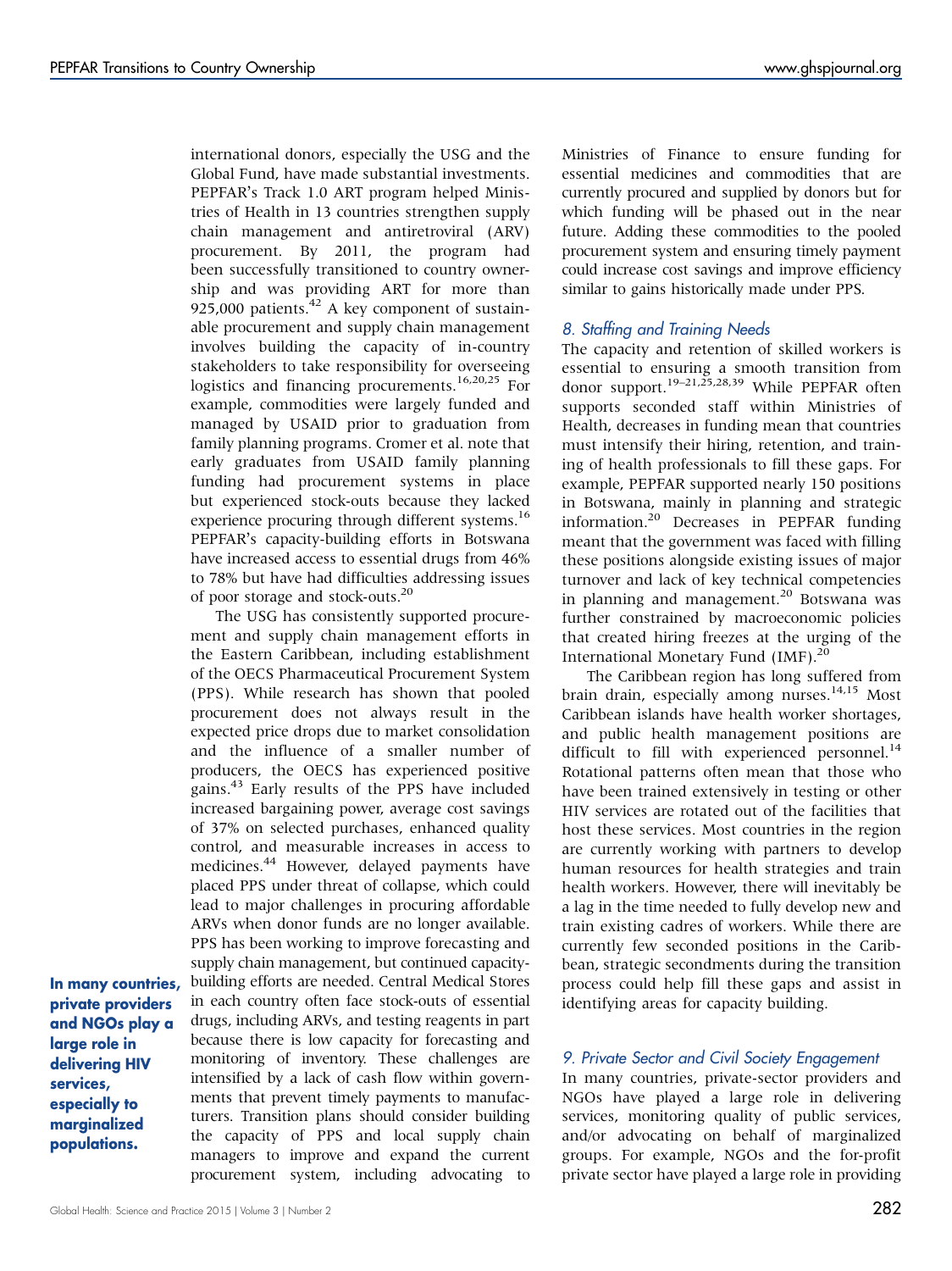international donors, especially the USG and the Global Fund, have made substantial investments. PEPFAR's Track 1.0 ART program helped Ministries of Health in 13 countries strengthen supply chain management and antiretroviral (ARV) procurement. By 2011, the program had been successfully transitioned to country ownership and was providing ART for more than 925,000 patients.[42] A key component of sustainable procurement and supply chain management involves building the capacity of in-country stakeholders to take responsibility for overseeing logistics and financing procurements.[16,20,25] For example, commodities were largely funded and managed by USAID prior to graduation from family planning programs. Cromer et al. note that early graduates from USAID family planning funding had procurement systems in place but experienced stock-outs because they lacked experience procuring through different systems.[16] PEPFAR's capacity-building efforts in Botswana have increased access to essential drugs from 46% to 78% but have had difficulties addressing issues of poor storage and stock-outs.[20]

The USG has consistently supported procurement and supply chain management efforts in the Eastern Caribbean, including establishment of the OECS Pharmaceutical Procurement System (PPS). While research has shown that pooled procurement does not always result in the expected price drops due to market consolidation and the influence of a smaller number of producers, the OECS has experienced positive gains.[43] Early results of the PPS have included increased bargaining power, average cost savings of 37% on selected purchases, enhanced quality control, and measurable increases in access to medicines.[44] However, delayed payments have placed PPS under threat of collapse, which could lead to major challenges in procuring affordable ARVs when donor funds are no longer available. PPS has been working to improve forecasting and supply chain management, but continued capacity-building efforts are needed. Central Medical Stores in each country often face stock-outs of essential drugs, including ARVs, and testing reagents in part because there is low capacity for forecasting and monitoring of inventory. These challenges are intensified by a lack of cash flow within governments that prevent timely payments to manufacturers. Transition plans should consider building the capacity of PPS and local supply chain managers to improve and expand the current procurement system, including advocating to Ministries of Finance to ensure funding for essential medicines and commodities that are currently procured and supplied by donors but for which funding will be phased out in the near future. Adding these commodities to the pooled procurement system and ensuring timely payment could increase cost savings and improve efficiency similar to gains historically made under PPS.

### *8. Staffing and Training Needs*

The capacity and retention of skilled workers is essential to ensuring a smooth transition from donor support.[19–21,25,28,39] While PEPFAR often supports seconded staff within Ministries of Health, decreases in funding mean that countries must intensify their hiring, retention, and training of health professionals to fill these gaps. For example, PEPFAR supported nearly 150 positions in Botswana, mainly in planning and strategic information.[20] Decreases in PEPFAR funding meant that the government was faced with filling these positions alongside existing issues of major turnover and lack of key technical competencies in planning and management.[20] Botswana was further constrained by macroeconomic policies that created hiring freezes at the urging of the International Monetary Fund (IMF).[20]

The Caribbean region has long suffered from brain drain, especially among nurses.[14,15] Most Caribbean islands have health worker shortages, and public health management positions are difficult to fill with experienced personnel.[14] Rotational patterns often mean that those who have been trained extensively in testing or other HIV services are rotated out of the facilities that host these services. Most countries in the region are currently working with partners to develop human resources for health strategies and train health workers. However, there will inevitably be a lag in the time needed to fully develop new and train existing cadres of workers. While there are currently few seconded positions in the Caribbean, strategic secondments during the transition process could help fill these gaps and assist in identifying areas for capacity building.

**In many countries, private providers and NGOs play a large role in delivering HIV services, especially to marginalized populations.**

### *9. Private Sector and Civil Society Engagement*

In many countries, private-sector providers and NGOs have played a large role in delivering services, monitoring quality of public services, and/or advocating on behalf of marginalized groups. For example, NGOs and the for-profit private sector have played a large role in providing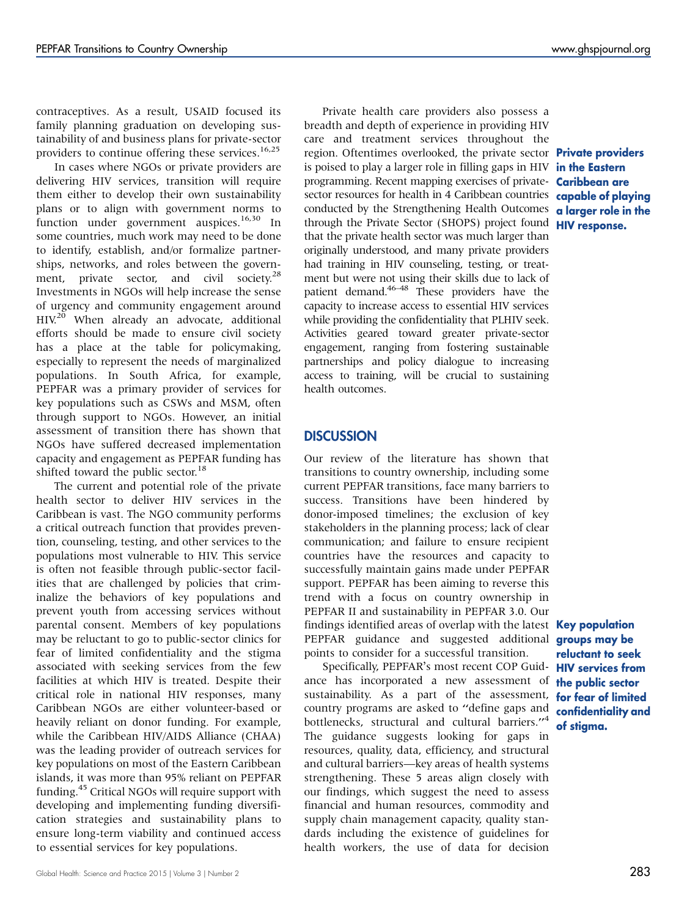contraceptives. As a result, USAID focused its family planning graduation on developing sustainability of and business plans for private-sector providers to continue offering these services.[16,25]

In cases where NGOs or private providers are delivering HIV services, transition will require them either to develop their own sustainability plans or to align with government norms to function under government auspices.[16,30] In some countries, much work may need to be done to identify, establish, and/or formalize partnerships, networks, and roles between the government, private sector, and civil society.[28] Investments in NGOs will help increase the sense of urgency and community engagement around HIV.[20] When already an advocate, additional efforts should be made to ensure civil society has a place at the table for policymaking, especially to represent the needs of marginalized populations. In South Africa, for example, PEPFAR was a primary provider of services for key populations such as CSWs and MSM, often through support to NGOs. However, an initial assessment of transition there has shown that NGOs have suffered decreased implementation capacity and engagement as PEPFAR funding has shifted toward the public sector.[18]

The current and potential role of the private health sector to deliver HIV services in the Caribbean is vast. The NGO community performs a critical outreach function that provides prevention, counseling, testing, and other services to the populations most vulnerable to HIV. This service is often not feasible through public-sector facilities that are challenged by policies that criminalize the behaviors of key populations and prevent youth from accessing services without parental consent. Members of key populations may be reluctant to go to public-sector clinics for fear of limited confidentiality and the stigma associated with seeking services from the few facilities at which HIV is treated. Despite their critical role in national HIV responses, many Caribbean NGOs are either volunteer-based or heavily reliant on donor funding. For example, while the Caribbean HIV/AIDS Alliance (CHAA) was the leading provider of outreach services for key populations on most of the Eastern Caribbean islands, it was more than 95% reliant on PEPFAR funding.[45] Critical NGOs will require support with developing and implementing funding diversification strategies and sustainability plans to ensure long-term viability and continued access to essential services for key populations.

Private health care providers also possess a breadth and depth of experience in providing HIV care and treatment services throughout the region. Oftentimes overlooked, the private sector is poised to play a larger role in filling gaps in HIV programming. Recent mapping exercises of private-sector resources for health in 4 Caribbean countries conducted by the Strengthening Health Outcomes through the Private Sector (SHOPS) project found that the private health sector was much larger than originally understood, and many private providers had training in HIV counseling, testing, or treatment but were not using their skills due to lack of patient demand.[46–48] These providers have the capacity to increase access to essential HIV services while providing the confidentiality that PLHIV seek. Activities geared toward greater private-sector engagement, ranging from fostering sustainable partnerships and policy dialogue to increasing access to training, will be crucial to sustaining health outcomes.

**Private providers in the Eastern Caribbean are capable of playing a larger role in the HIV response.**

## DISCUSSION

Our review of the literature has shown that transitions to country ownership, including some current PEPFAR transitions, face many barriers to success. Transitions have been hindered by donor-imposed timelines; the exclusion of key stakeholders in the planning process; lack of clear communication; and failure to ensure recipient countries have the resources and capacity to successfully maintain gains made under PEPFAR support. PEPFAR has been aiming to reverse this trend with a focus on country ownership in PEPFAR II and sustainability in PEPFAR 3.0. Our findings identified areas of overlap with the latest PEPFAR guidance and suggested additional points to consider for a successful transition.

**Key population groups may be reluctant to seek HIV services from the public sector for fear of limited confidentiality and of stigma.**

Specifically, PEPFAR's most recent COP Guidance has incorporated a new assessment of sustainability. As a part of the assessment, country programs are asked to "define gaps and bottlenecks, structural and cultural barriers."[4] The guidance suggests looking for gaps in resources, quality, data, efficiency, and structural and cultural barriers—key areas of health systems strengthening. These 5 areas align closely with our findings, which suggest the need to assess financial and human resources, commodity and supply chain management capacity, quality standards including the existence of guidelines for health workers, the use of data for decision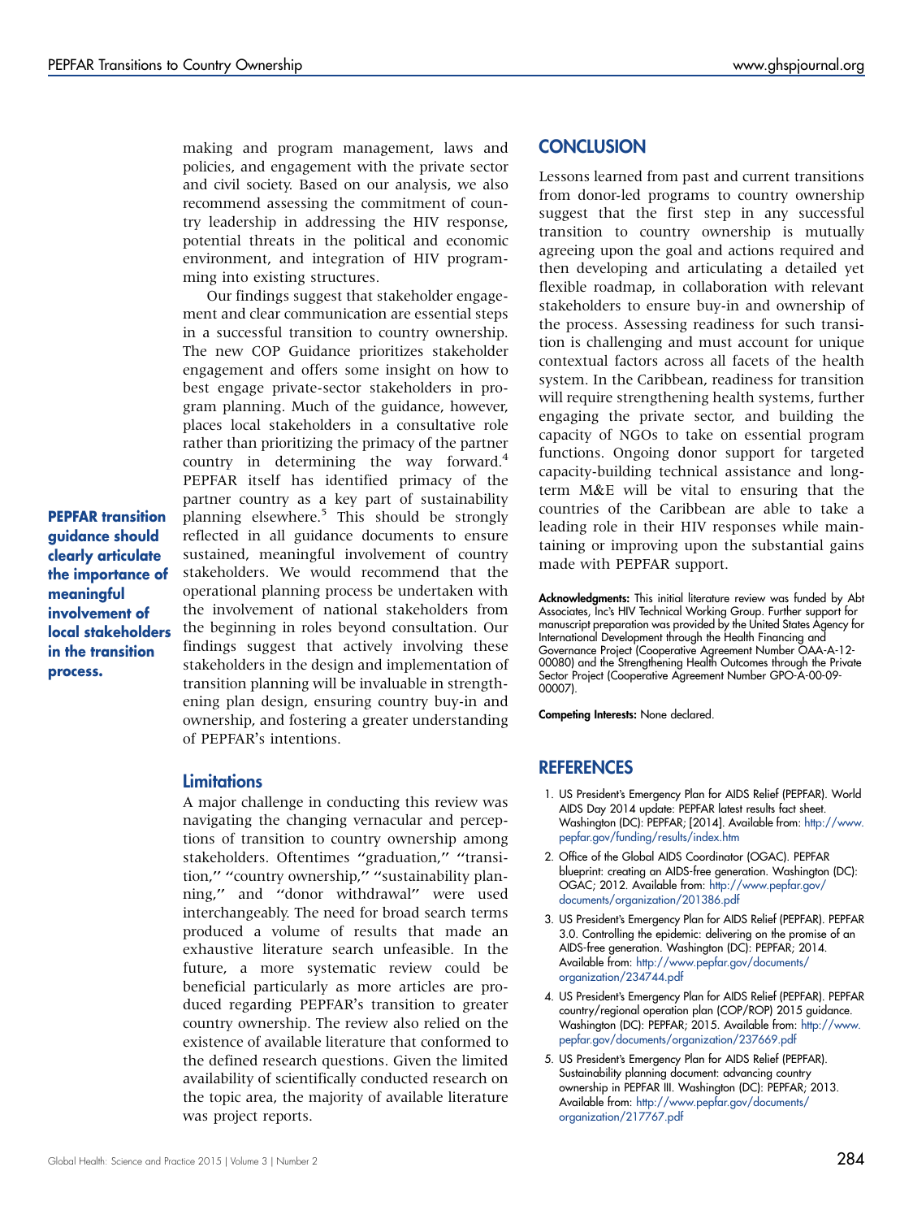making and program management, laws and policies, and engagement with the private sector and civil society. Based on our analysis, we also recommend assessing the commitment of country leadership in addressing the HIV response, potential threats in the political and economic environment, and integration of HIV programming into existing structures.

Our findings suggest that stakeholder engagement and clear communication are essential steps in a successful transition to country ownership. The new COP Guidance prioritizes stakeholder engagement and offers some insight on how to best engage private-sector stakeholders in program planning. Much of the guidance, however, places local stakeholders in a consultative role rather than prioritizing the primacy of the partner country in determining the way forward.[4] PEPFAR itself has identified primacy of the partner country as a key part of sustainability planning elsewhere.[5] This should be strongly reflected in all guidance documents to ensure sustained, meaningful involvement of country stakeholders. We would recommend that the operational planning process be undertaken with the involvement of national stakeholders from the beginning in roles beyond consultation. Our findings suggest that actively involving these stakeholders in the design and implementation of transition planning will be invaluable in strengthening plan design, ensuring country buy-in and ownership, and fostering a greater understanding of PEPFAR's intentions.

**PEPFAR transition guidance should clearly articulate the importance of meaningful involvement of local stakeholders in the transition process.**

### Limitations

A major challenge in conducting this review was navigating the changing vernacular and perceptions of transition to country ownership among stakeholders. Oftentimes "graduation," "transition," "country ownership," "sustainability planning," and "donor withdrawal" were used interchangeably. The need for broad search terms produced a volume of results that made an exhaustive literature search unfeasible. In the future, a more systematic review could be beneficial particularly as more articles are produced regarding PEPFAR's transition to greater country ownership. The review also relied on the existence of available literature that conformed to the defined research questions. Given the limited availability of scientifically conducted research on the topic area, the majority of available literature was project reports.

## CONCLUSION

Lessons learned from past and current transitions from donor-led programs to country ownership suggest that the first step in any successful transition to country ownership is mutually agreeing upon the goal and actions required and then developing and articulating a detailed yet flexible roadmap, in collaboration with relevant stakeholders to ensure buy-in and ownership of the process. Assessing readiness for such transition is challenging and must account for unique contextual factors across all facets of the health system. In the Caribbean, readiness for transition will require strengthening health systems, further engaging the private sector, and building the capacity of NGOs to take on essential program functions. Ongoing donor support for targeted capacity-building technical assistance and long-term M&E will be vital to ensuring that the countries of the Caribbean are able to take a leading role in their HIV responses while maintaining or improving upon the substantial gains made with PEPFAR support.

**Acknowledgments:** This initial literature review was funded by Abt Associates, Inc's HIV Technical Working Group. Further support for manuscript preparation was provided by the United States Agency for International Development through the Health Financing and Governance Project (Cooperative Agreement Number OAA-A-12-00080) and the Strengthening Health Outcomes through the Private Sector Project (Cooperative Agreement Number GPO-A-00-09-00007).

**Competing Interests:** None declared.

## REFERENCES

1. US President's Emergency Plan for AIDS Relief (PEPFAR). World AIDS Day 2014 update: PEPFAR latest results fact sheet. Washington (DC): PEPFAR; [2014]. Available from: http://www.pepfar.gov/funding/results/index.htm
2. Office of the Global AIDS Coordinator (OGAC). PEPFAR blueprint: creating an AIDS-free generation. Washington (DC): OGAC; 2012. Available from: http://www.pepfar.gov/documents/organization/201386.pdf
3. US President's Emergency Plan for AIDS Relief (PEPFAR). PEPFAR 3.0. Controlling the epidemic: delivering on the promise of an AIDS-free generation. Washington (DC): PEPFAR; 2014. Available from: http://www.pepfar.gov/documents/organization/234744.pdf
4. US President's Emergency Plan for AIDS Relief (PEPFAR). PEPFAR country/regional operation plan (COP/ROP) 2015 guidance. Washington (DC): PEPFAR; 2015. Available from: http://www.pepfar.gov/documents/organization/237669.pdf
5. US President's Emergency Plan for AIDS Relief (PEPFAR). Sustainability planning document: advancing country ownership in PEPFAR III. Washington (DC): PEPFAR; 2013. Available from: http://www.pepfar.gov/documents/organization/217767.pdf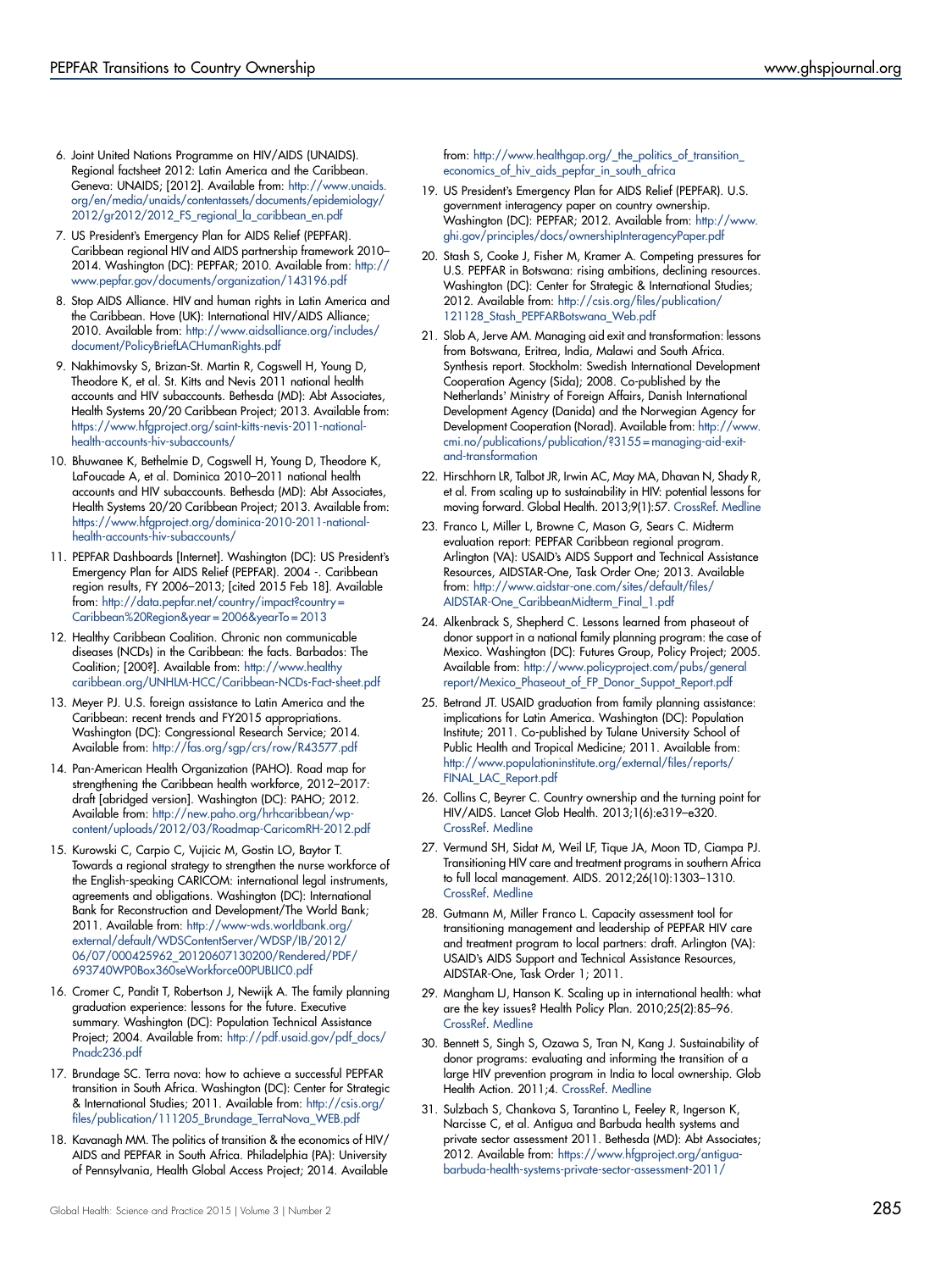6. Joint United Nations Programme on HIV/AIDS (UNAIDS). Regional factsheet 2012: Latin America and the Caribbean. Geneva: UNAIDS; [2012]. Available from: http://www.unaids.org/en/media/unaids/contentassets/documents/epidemiology/2012/gr2012/2012_FS_regional_la_caribbean_en.pdf
7. US President's Emergency Plan for AIDS Relief (PEPFAR). Caribbean regional HIV and AIDS partnership framework 2010–2014. Washington (DC): PEPFAR; 2010. Available from: http://www.pepfar.gov/documents/organization/143196.pdf
8. Stop AIDS Alliance. HIV and human rights in Latin America and the Caribbean. Hove (UK): International HIV/AIDS Alliance; 2010. Available from: http://www.aidsalliance.org/includes/document/PolicyBriefLACHumanRights.pdf
9. Nakhimovsky S, Brizan-St. Martin R, Cogswell H, Young D, Theodore K, et al. St. Kitts and Nevis 2011 national health accounts and HIV subaccounts. Bethesda (MD): Abt Associates, Health Systems 20/20 Caribbean Project; 2013. Available from: https://www.hfgproject.org/saint-kitts-nevis-2011-national-health-accounts-hiv-subaccounts/
10. Bhuwanee K, Bethelmie D, Cogswell H, Young D, Theodore K, LaFoucade A, et al. Dominica 2010–2011 national health accounts and HIV subaccounts. Bethesda (MD): Abt Associates, Health Systems 20/20 Caribbean Project; 2013. Available from: https://www.hfgproject.org/dominica-2010-2011-national-health-accounts-hiv-subaccounts/
11. PEPFAR Dashboards [Internet]. Washington (DC): US President's Emergency Plan for AIDS Relief (PEPFAR). 2004 -. Caribbean region results, FY 2006–2013; [cited 2015 Feb 18]. Available from: http://data.pepfar.net/country/impact?country=Caribbean%20Region&year=2006&yearTo=2013
12. Healthy Caribbean Coalition. Chronic non communicable diseases (NCDs) in the Caribbean: the facts. Barbados: The Coalition; [200?]. Available from: http://www.healthycaribbean.org/UNHLM-HCC/Caribbean-NCDs-Fact-sheet.pdf
13. Meyer PJ. U.S. foreign assistance to Latin America and the Caribbean: recent trends and FY2015 appropriations. Washington (DC): Congressional Research Service; 2014. Available from: http://fas.org/sgp/crs/row/R43577.pdf
14. Pan-American Health Organization (PAHO). Road map for strengthening the Caribbean health workforce, 2012–2017: draft [abridged version]. Washington (DC): PAHO; 2012. Available from: http://new.paho.org/hrhcaribbean/wp-content/uploads/2012/03/Roadmap-CaricomRH-2012.pdf
15. Kurowski C, Carpio C, Vujicic M, Gostin LO, Baytor T. Towards a regional strategy to strengthen the nurse workforce of the English-speaking CARICOM: international legal instruments, agreements and obligations. Washington (DC): International Bank for Reconstruction and Development/The World Bank; 2011. Available from: http://www-wds.worldbank.org/external/default/WDSContentServer/WDSP/IB/2012/06/07/000425962_20120607130200/Rendered/PDF/693740WP0Box360seWorkforce00PUBLIC0.pdf
16. Cromer C, Pandit T, Robertson J, Newijk A. The family planning graduation experience: lessons for the future. Executive summary. Washington (DC): Population Technical Assistance Project; 2004. Available from: http://pdf.usaid.gov/pdf_docs/Pnadc236.pdf
17. Brundage SC. Terra nova: how to achieve a successful PEPFAR transition in South Africa. Washington (DC): Center for Strategic & International Studies; 2011. Available from: http://csis.org/files/publication/111205_Brundage_TerraNova_WEB.pdf
18. Kavanagh MM. The politics of transition & the economics of HIV/AIDS and PEPFAR in South Africa. Philadelphia (PA): University of Pennsylvania, Health Global Access Project; 2014. Available from: http://www.healthgap.org/_the_politics_of_transition_economics_of_hiv_aids_pepfar_in_south_africa
19. US President's Emergency Plan for AIDS Relief (PEPFAR). U.S. government interagency paper on country ownership. Washington (DC): PEPFAR; 2012. Available from: http://www.ghi.gov/principles/docs/ownershipInteragencyPaper.pdf
20. Stash S, Cooke J, Fisher M, Kramer A. Competing pressures for U.S. PEPFAR in Botswana: rising ambitions, declining resources. Washington (DC): Center for Strategic & International Studies; 2012. Available from: http://csis.org/files/publication/121128_Stash_PEPFARBotswana_Web.pdf
21. Slob A, Jerve AM. Managing aid exit and transformation: lessons from Botswana, Eritrea, India, Malawi and South Africa. Synthesis report. Stockholm: Swedish International Development Cooperation Agency (Sida); 2008. Co-published by the Netherlands' Ministry of Foreign Affairs, Danish International Development Agency (Danida) and the Norwegian Agency for Development Cooperation (Norad). Available from: http://www.cmi.no/publications/publication/?3155=managing-aid-exit-and-transformation
22. Hirschhorn LR, Talbot JR, Irwin AC, May MA, Dhavan N, Shady R, et al. From scaling up to sustainability in HIV: potential lessons for moving forward. Global Health. 2013;9(1):57. CrossRef. Medline
23. Franco L, Miller L, Browne C, Mason G, Sears C. Midterm evaluation report: PEPFAR Caribbean regional program. Arlington (VA): USAID's AIDS Support and Technical Assistance Resources, AIDSTAR-One, Task Order One; 2013. Available from: http://www.aidstar-one.com/sites/default/files/AIDSTAR-One_CaribbeanMidterm_Final_1.pdf
24. Alkenbrack S, Shepherd C. Lessons learned from phaseout of donor support in a national family planning program: the case of Mexico. Washington (DC): Futures Group, Policy Project; 2005. Available from: http://www.policyproject.com/pubs/generalreport/Mexico_Phaseout_of_FP_Donor_Suppot_Report.pdf
25. Betrand JT. USAID graduation from family planning assistance: implications for Latin America. Washington (DC): Population Institute; 2011. Co-published by Tulane University School of Public Health and Tropical Medicine; 2011. Available from: http://www.populationinstitute.org/external/files/reports/FINAL_LAC_Report.pdf
26. Collins C, Beyrer C. Country ownership and the turning point for HIV/AIDS. Lancet Glob Health. 2013;1(6):e319–e320. CrossRef. Medline
27. Vermund SH, Sidat M, Weil LF, Tique JA, Moon TD, Ciampa PJ. Transitioning HIV care and treatment programs in southern Africa to full local management. AIDS. 2012;26(10):1303–1310. CrossRef. Medline
28. Gutmann M, Miller Franco L. Capacity assessment tool for transitioning management and leadership of PEPFAR HIV care and treatment program to local partners: draft. Arlington (VA): USAID's AIDS Support and Technical Assistance Resources, AIDSTAR-One, Task Order 1; 2011.
29. Mangham LJ, Hanson K. Scaling up in international health: what are the key issues? Health Policy Plan. 2010;25(2):85–96. CrossRef. Medline
30. Bennett S, Singh S, Ozawa S, Tran N, Kang J. Sustainability of donor programs: evaluating and informing the transition of a large HIV prevention program in India to local ownership. Glob Health Action. 2011;4. CrossRef. Medline
31. Sulzbach S, Chankova S, Tarantino L, Feeley R, Ingerson K, Narcisse C, et al. Antigua and Barbuda health systems and private sector assessment 2011. Bethesda (MD): Abt Associates; 2012. Available from: https://www.hfgproject.org/antigua-barbuda-health-systems-private-sector-assessment-2011/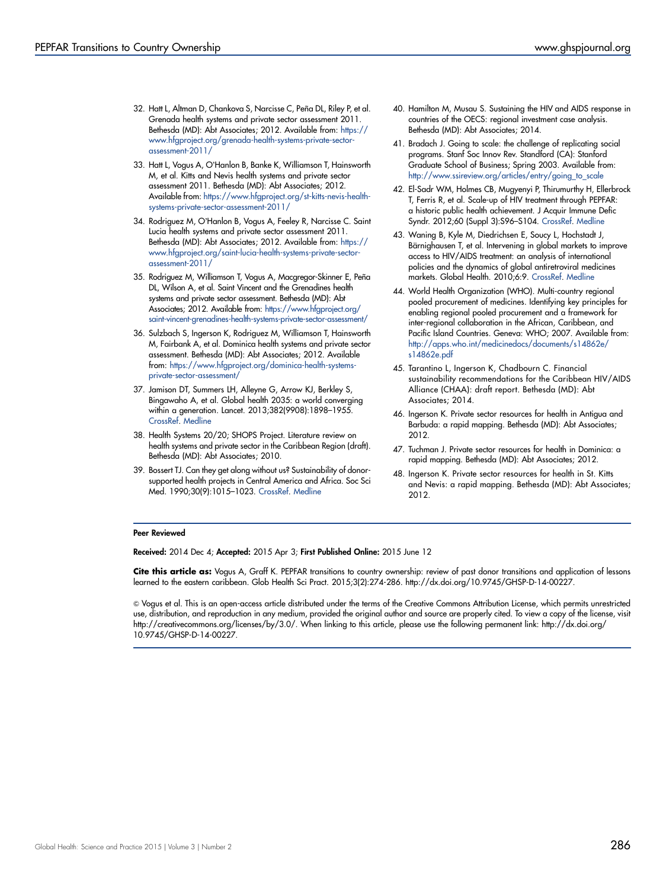32. Hatt L, Altman D, Chankova S, Narcisse C, Peña DL, Riley P, et al. Grenada health systems and private sector assessment 2011. Bethesda (MD): Abt Associates; 2012. Available from: https://www.hfgproject.org/grenada-health-systems-private-sector-assessment-2011/

33. Hatt L, Vogus A, O'Hanlon B, Banke K, Williamson T, Hainsworth M, et al. Kitts and Nevis health systems and private sector assessment 2011. Bethesda (MD): Abt Associates; 2012. Available from: https://www.hfgproject.org/st-kitts-nevis-health-systems-private-sector-assessment-2011/

34. Rodriguez M, O'Hanlon B, Vogus A, Feeley R, Narcisse C. Saint Lucia health systems and private sector assessment 2011. Bethesda (MD): Abt Associates; 2012. Available from: https://www.hfgproject.org/saint-lucia-health-systems-private-sector-assessment-2011/

35. Rodriguez M, Williamson T, Vogus A, Macgregor-Skinner E, Peña DL, Wilson A, et al. Saint Vincent and the Grenadines health systems and private sector assessment. Bethesda (MD): Abt Associates; 2012. Available from: https://www.hfgproject.org/saint-vincent-grenadines-health-systems-private-sector-assessment/

36. Sulzbach S, Ingerson K, Rodriguez M, Williamson T, Hainsworth M, Fairbank A, et al. Dominica health systems and private sector assessment. Bethesda (MD): Abt Associates; 2012. Available from: https://www.hfgproject.org/dominica-health-systems-private-sector-assessment/

37. Jamison DT, Summers LH, Alleyne G, Arrow KJ, Berkley S, Bingawaho A, et al. Global health 2035: a world converging within a generation. Lancet. 2013;382(9908):1898–1955. CrossRef. Medline

38. Health Systems 20/20; SHOPS Project. Literature review on health systems and private sector in the Caribbean Region (draft). Bethesda (MD): Abt Associates; 2010.

39. Bossert TJ. Can they get along without us? Sustainability of donor-supported health projects in Central America and Africa. Soc Sci Med. 1990;30(9):1015–1023. CrossRef. Medline

40. Hamilton M, Musau S. Sustaining the HIV and AIDS response in countries of the OECS: regional investment case analysis. Bethesda (MD): Abt Associates; 2014.

41. Bradach J. Going to scale: the challenge of replicating social programs. Stanf Soc Innov Rev. Standford (CA): Stanford Graduate School of Business; Spring 2003. Available from: http://www.ssireview.org/articles/entry/going_to_scale

42. El-Sadr WM, Holmes CB, Mugyenyi P, Thirumurthy H, Ellerbrock T, Ferris R, et al. Scale-up of HIV treatment through PEPFAR: a historic public health achievement. J Acquir Immune Defic Syndr. 2012;60 (Suppl 3):S96–S104. CrossRef. Medline

43. Waning B, Kyle M, Diedrichsen E, Soucy L, Hochstadt J, Bärnighausen T, et al. Intervening in global markets to improve access to HIV/AIDS treatment: an analysis of international policies and the dynamics of global antiretroviral medicines markets. Global Health. 2010;6:9. CrossRef. Medline

44. World Health Organization (WHO). Multi-country regional pooled procurement of medicines. Identifying key principles for enabling regional pooled procurement and a framework for inter-regional collaboration in the African, Caribbean, and Pacific Island Countries. Geneva: WHO; 2007. Available from: http://apps.who.int/medicinedocs/documents/s14862e/s14862e.pdf

45. Tarantino L, Ingerson K, Chadbourn C. Financial sustainability recommendations for the Caribbean HIV/AIDS Alliance (CHAA): draft report. Bethesda (MD): Abt Associates; 2014.

46. Ingerson K. Private sector resources for health in Antigua and Barbuda: a rapid mapping. Bethesda (MD): Abt Associates; 2012.

47. Tuchman J. Private sector resources for health in Dominica: a rapid mapping. Bethesda (MD): Abt Associates; 2012.

48. Ingerson K. Private sector resources for health in St. Kitts and Nevis: a rapid mapping. Bethesda (MD): Abt Associates; 2012.

**Peer Reviewed**

**Received:** 2014 Dec 4; **Accepted:** 2015 Apr 3; **First Published Online:** 2015 June 12

**Cite this article as:** Vogus A, Graff K. PEPFAR transitions to country ownership: review of past donor transitions and application of lessons learned to the eastern caribbean. Glob Health Sci Pract. 2015;3(2):274-286. http://dx.doi.org/10.9745/GHSP-D-14-00227.

© Vogus et al. This is an open-access article distributed under the terms of the Creative Commons Attribution License, which permits unrestricted use, distribution, and reproduction in any medium, provided the original author and source are properly cited. To view a copy of the license, visit http://creativecommons.org/licenses/by/3.0/. When linking to this article, please use the following permanent link: http://dx.doi.org/10.9745/GHSP-D-14-00227.